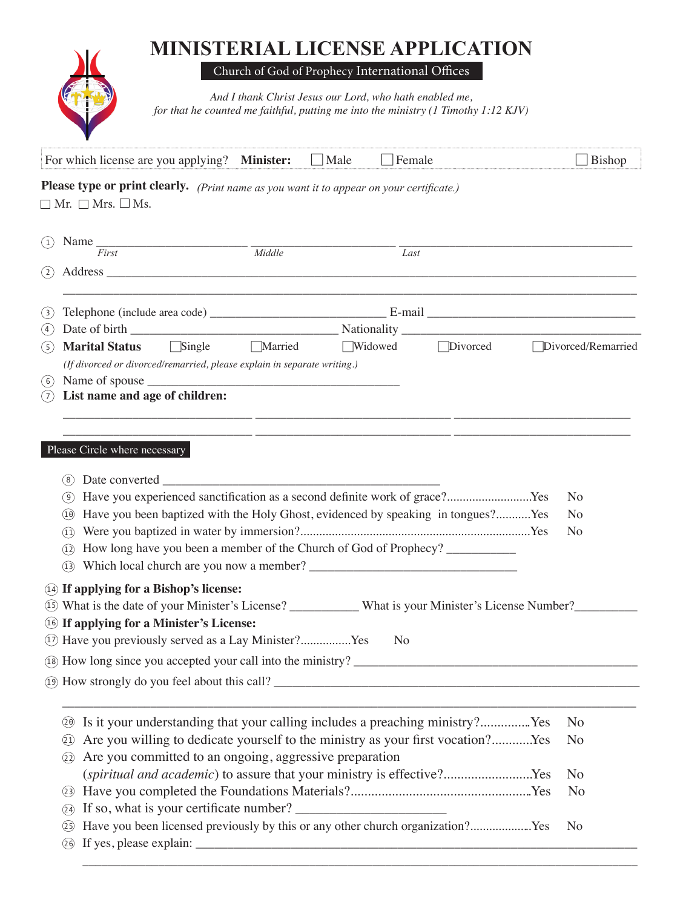# MINISTERIAL LICENSE APPLICATION

**Church of God of Prophecy International Offices**

*And I thank Christ Jesus our Lord, who hath enabled me, for that he counted me faithful, putting me into the ministry (1 Timothy 1:12 KJV)*

For which license are you applying? **Minister:** ☐ Male ☐ Female ☐ Bishop

**Please type or print clearly.** *(Print name as you want it to appear on your certificate.)*

☐ Mr. ☐ Mrs. ☐ Ms.

1. Name ______________________ ______________________ ______________________
   *First* *Middle* *Last*
2. Address ______________________________________________________________
3. Telephone (include area code) ______________________ E-mail ______________________
4. Date of birth ______________________ Nationality ______________________
5. **Marital Status** ☐Single ☐Married ☐Widowed ☐Divorced ☐Divorced/Remarried
   *(If divorced or divorced/remarried, please explain in separate writing.)*
6. Name of spouse ______________________
7. **List name and age of children:**

______________________ ______________________ ______________________

______________________ ______________________ ______________________

**Please Circle where necessary**

8. Date converted ______________________
9. Have you experienced sanctification as a second definite work of grace?..........................Yes No
10. Have you been baptized with the Holy Ghost, evidenced by speaking in tongues?...........Yes No
11. Were you baptized in water by immersion?........................................................................Yes No
12. How long have you been a member of the Church of God of Prophecy? ___________
13. Which local church are you now a member? ______________________
14. **If applying for a Bishop's license:**
15. What is the date of your Minister's License? ___________ What is your Minister's License Number?__________
16. **If applying for a Minister's License:**
17. Have you previously served as a Lay Minister?................Yes No
18. How long since you accepted your call into the ministry? ______________________
19. How strongly do you feel about this call? ______________________

______________________________________________________________

20. Is it your understanding that your calling includes a preaching ministry?...............Yes No
21. Are you willing to dedicate yourself to the ministry as your first vocation?...........Yes No
22. Are you committed to an ongoing, aggressive preparation (*spiritual and academic*) to assure that your ministry is effective?..........................Yes No
23. Have you completed the Foundations Materials?....................................................Yes No
24. If so, what is your certificate number? ______________________
25. Have you been licensed previously by this or any other church organization?..................Yes No
26. If yes, please explain: ______________________________________________________________

______________________________________________________________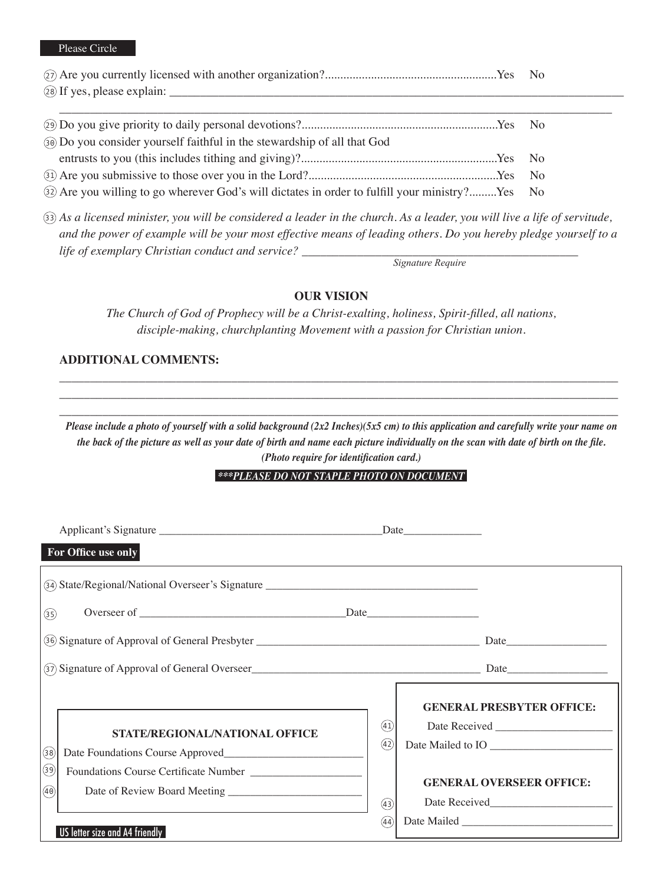Please Circle

(27) Are you currently licensed with another organization?....................................................... Yes No

(28) If yes, please explain: ______________________________________________________________________________

______________________________________________________________________________________________

(29) Do you give priority to daily personal devotions?............................................................... Yes No

(30) Do you consider yourself faithful in the stewardship of all that God entrusts to you (this includes tithing and giving)?................................................................ Yes No

(31) Are you submissive to those over you in the Lord?............................................................. Yes No

(32) Are you willing to go wherever God's will dictates in order to fulfill your ministry?......... Yes No

(33) *As a licensed minister, you will be considered a leader in the church. As a leader, you will live a life of servitude, and the power of example will be your most effective means of leading others. Do you hereby pledge yourself to a life of exemplary Christian conduct and service?* ______________________________________________

*Signature Require*

**OUR VISION**

*The Church of God of Prophecy will be a Christ-exalting, holiness, Spirit-filled, all nations, disciple-making, churchplanting Movement with a passion for Christian union.*

**ADDITIONAL COMMENTS:**

______________________________________________________________________________________________

______________________________________________________________________________________________

______________________________________________________________________________________________

***Please include a photo of yourself with a solid background (2x2 Inches)(5x5 cm) to this application and carefully write your name on the back of the picture as well as your date of birth and name each picture individually on the scan with date of birth on the file. (Photo require for identification card.)***

***\*\*\*PLEASE DO NOT STAPLE PHOTO ON DOCUMENT***

Applicant's Signature ________________________________________ Date______________

**For Office use only**

(34) State/Regional/National Overseer's Signature ______________________________________

(35) Overseer of ____________________________________ Date____________________

(36) Signature of Approval of General Presbyter ________________________________________ Date__________________

(37) Signature of Approval of General Overseer________________________________________ Date__________________

**STATE/REGIONAL/NATIONAL OFFICE**

(38) Date Foundations Course Approved_________________________

(39) Foundations Course Certificate Number ____________________

(40) Date of Review Board Meeting ________________________

**GENERAL PRESBYTER OFFICE:**

(41) Date Received _____________________

(42) Date Mailed to IO ______________________

**GENERAL OVERSEER OFFICE:**

(43) Date Received______________________

(44) Date Mailed ___________________________

US letter size and A4 friendly